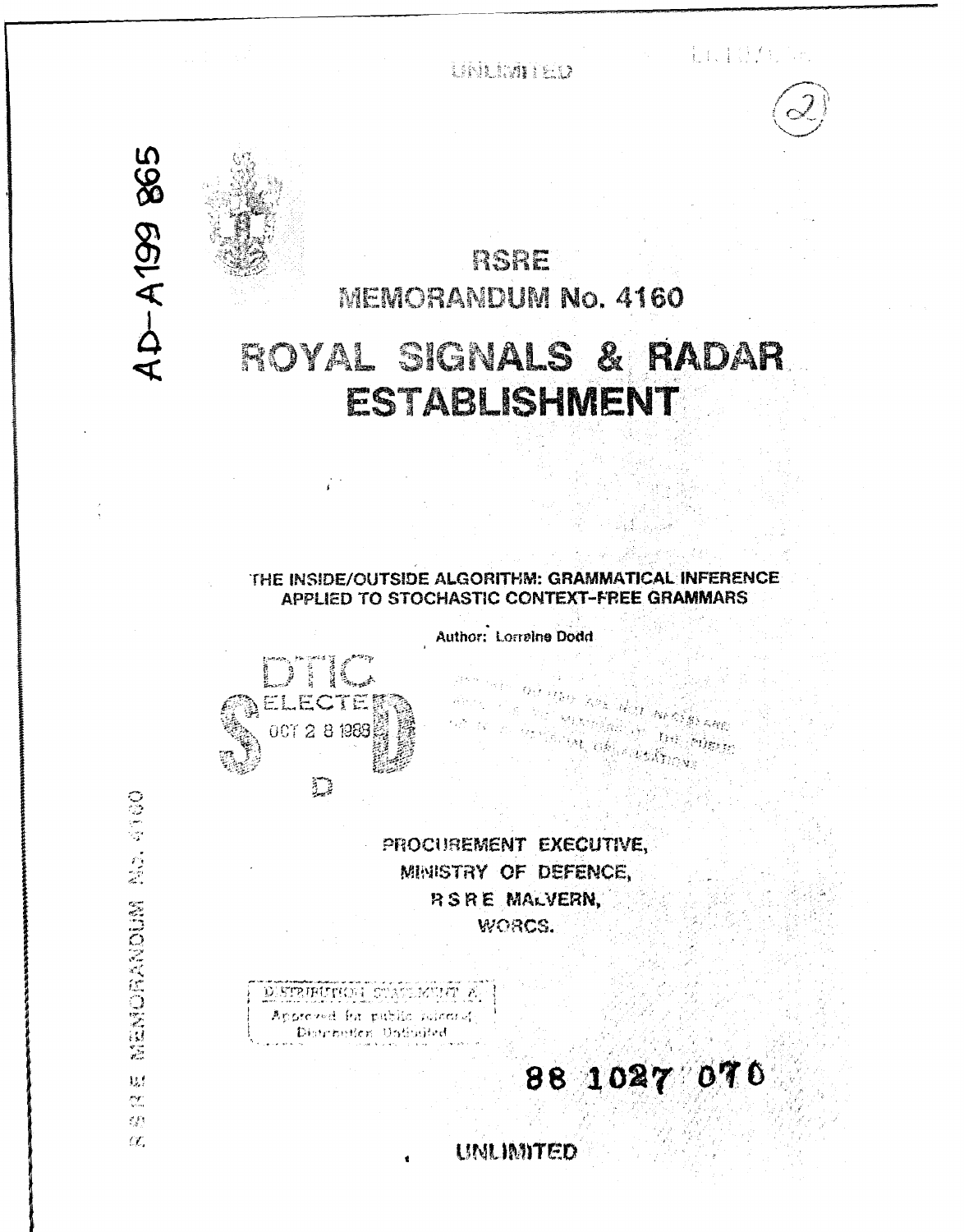UNLIMITED

AD-A199 865

RSRE

MEMORANDUM No. 4160

# ROYAL SIGNALS & RADAR ESTABLISHMENT

## THE INSIDE/OUTSIDE ALGORITHM: GRAMMATICAL INFERENCE APPLIED TO STOCHASTIC CONTEXT-FREE GRAMMARS

Author: Lorraine Dodd

DTIC ELECTE OCT 2 8 1988

PROCUREMENT EXECUTIVE,
MINISTRY OF DEFENCE,
RSRE MALVERN,
WORCS.

DISTRIBUTION STATEMENT A
Approved for public release;
Distribution Unlimited

88 1027 070

RSRE MEMORANDUM No. 4160

UNLIMITED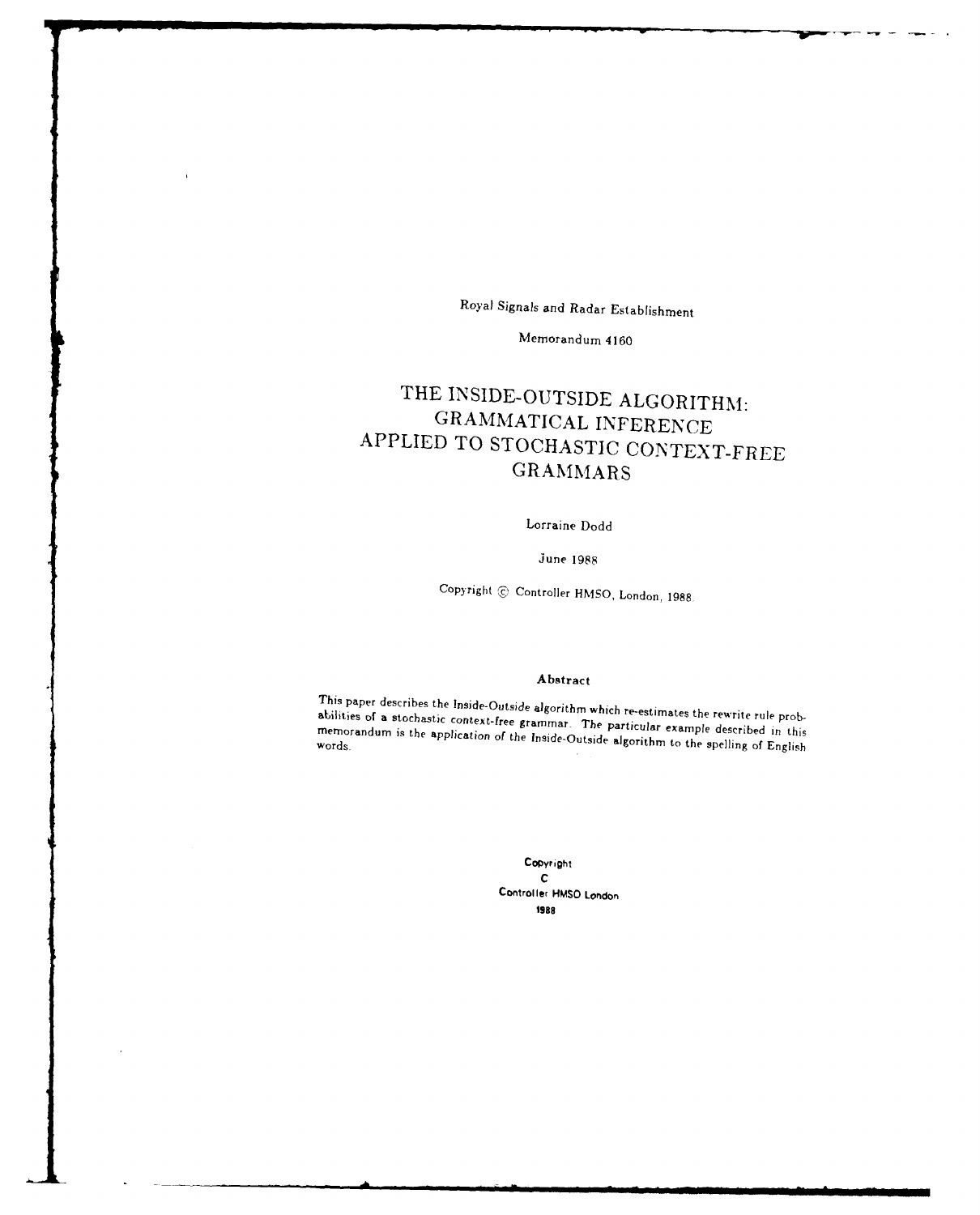Royal Signals and Radar Establishment

Memorandum 4160

# THE INSIDE-OUTSIDE ALGORITHM: GRAMMATICAL INFERENCE APPLIED TO STOCHASTIC CONTEXT-FREE GRAMMARS

Lorraine Dodd

June 1988

Copyright © Controller HMSO, London, 1988.

**Abstract**

This paper describes the Inside-Outside algorithm which re-estimates the rewrite rule probabilities of a stochastic context-free grammar. The particular example described in this memorandum is the application of the Inside-Outside algorithm to the spelling of English words.

**Copyright**
**C**
**Controller HMSO London**
**1988**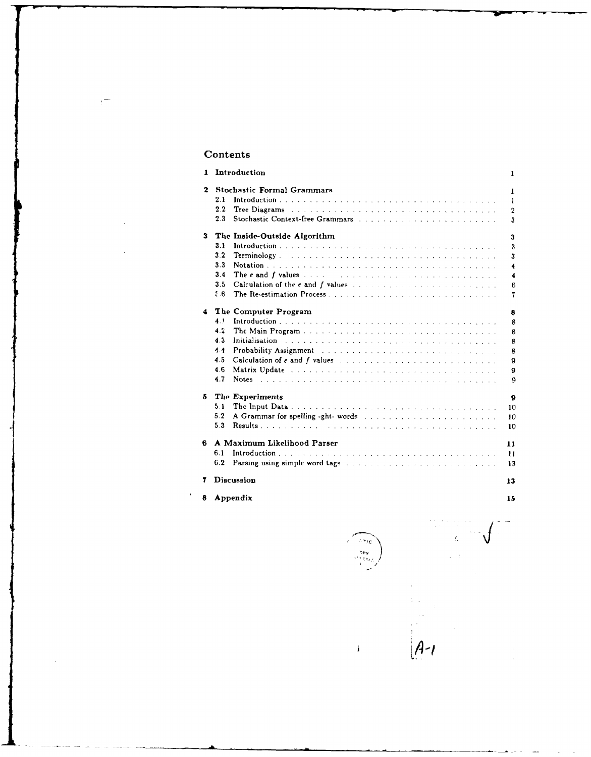# Contents

1 **Introduction** 1

2 **Stochastic Formal Grammars** 1
- 2.1 Introduction 1
- 2.2 Tree Diagrams 2
- 2.3 Stochastic Context-free Grammars 3

3 **The Inside-Outside Algorithm** 3
- 3.1 Introduction 3
- 3.2 Terminology 3
- 3.3 Notation 4
- 3.4 The $e$ and $f$ values 4
- 3.5 Calculation of the $e$ and $f$ values 6
- 3.6 The Re-estimation Process 7

4 **The Computer Program** 8
- 4.1 Introduction 8
- 4.2 The Main Program 8
- 4.3 Initialisation 8
- 4.4 Probability Assignment 8
- 4.5 Calculation of $e$ and $f$ values 9
- 4.6 Matrix Update 9
- 4.7 Notes 9

5 **The Experiments** 9
- 5.1 The Input Data 10
- 5.2 A Grammar for spelling -ght- words 10
- 5.3 Results 10

6 **A Maximum Likelihood Parser** 11
- 6.1 Introduction 11
- 6.2 Parsing using simple word tags 13

7 **Discussion** 13

8 **Appendix** 15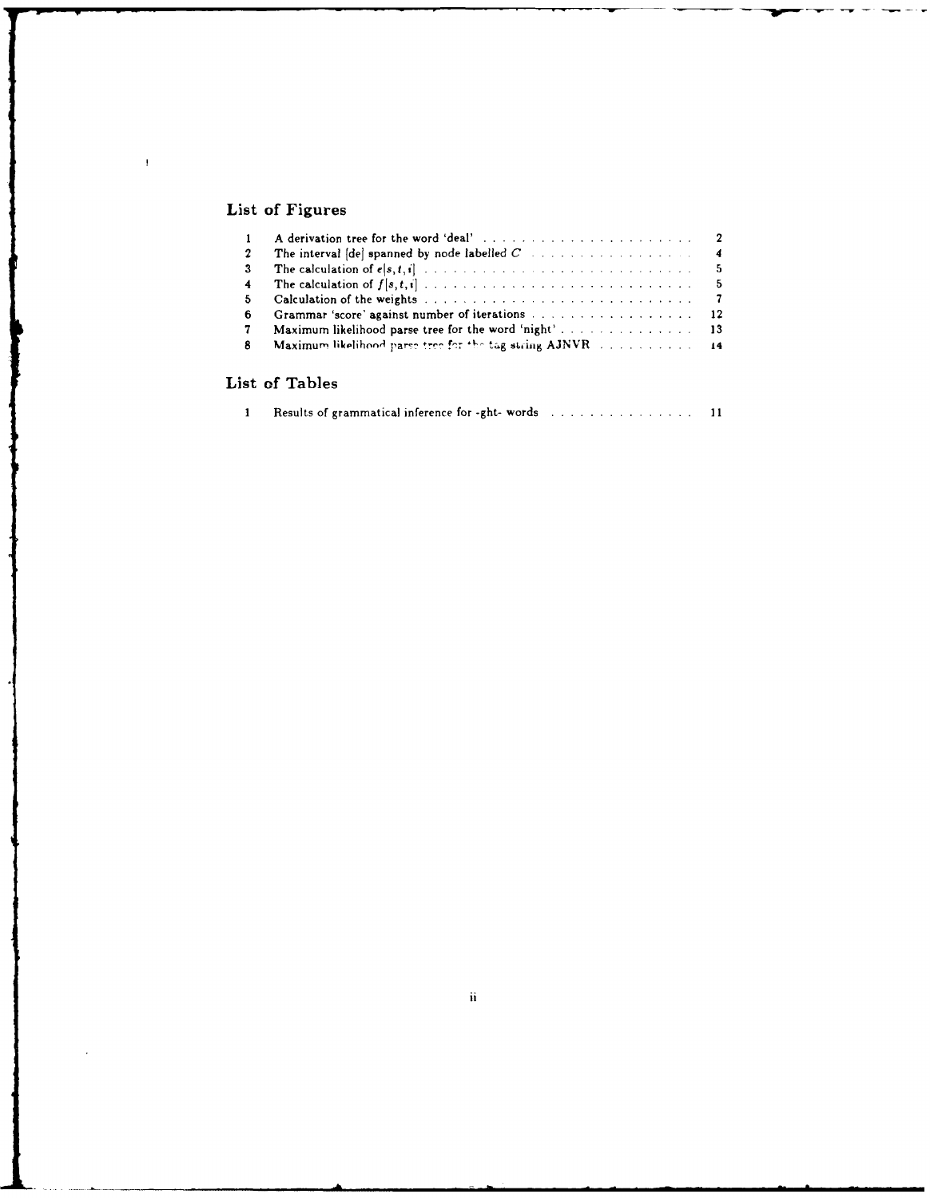## List of Figures

| | | |
|---|---|---|
| 1 | A derivation tree for the word 'deal' | 2 |
| 2 | The interval [de] spanned by node labelled $C$ | 4 |
| 3 | The calculation of $e[s,t,i]$ | 5 |
| 4 | The calculation of $f[s,t,i]$ | 5 |
| 5 | Calculation of the weights | 7 |
| 6 | Grammar 'score' against number of iterations | 12 |
| 7 | Maximum likelihood parse tree for the word 'night' | 13 |
| 8 | Maximum likelihood parse tree for the tag string AJNVR | 14 |

## List of Tables

| | | |
|---|---|---|
| 1 | Results of grammatical inference for -ght- words | 11 |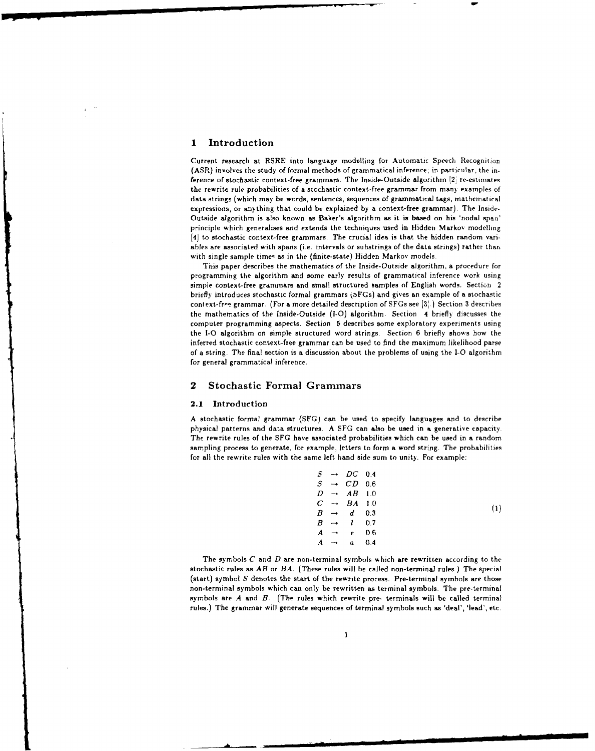# 1 Introduction

Current research at RSRE into language modelling for Automatic Speech Recognition (ASR) involves the study of formal methods of grammatical inference; in particular, the inference of stochastic context-free grammars. The Inside-Outside algorithm [2] re-estimates the rewrite rule probabilities of a stochastic context-free grammar from many examples of data strings (which may be words, sentences, sequences of grammatical tags, mathematical expressions, or anything that could be explained by a context-free grammar). The Inside-Outside algorithm is also known as Baker's algorithm as it is based on his 'nodal span' principle which generalises and extends the techniques used in Hidden Markov modelling [4] to stochastic context-free grammars. The crucial idea is that the hidden random variables are associated with spans (i.e. intervals or substrings of the data strings) rather than with single sample times as in the (finite-state) Hidden Markov models.

This paper describes the mathematics of the Inside-Outside algorithm, a procedure for programming the algorithm and some early results of grammatical inference work using simple context-free grammars and small structured samples of English words. Section 2 briefly introduces stochastic formal grammars (SFGs) and gives an example of a stochastic context-free grammar. (For a more detailed description of SFGs see [3].) Section 3 describes the mathematics of the Inside-Outside (I-O) algorithm. Section 4 briefly discusses the computer programming aspects. Section 5 describes some exploratory experiments using the I-O algorithm on simple structured word strings. Section 6 briefly shows how the inferred stochastic context-free grammar can be used to find the maximum likelihood parse of a string. The final section is a discussion about the problems of using the I-O algorithm for general grammatical inference.

# 2 Stochastic Formal Grammars

## 2.1 Introduction

A stochastic formal grammar (SFG) can be used to specify languages and to describe physical patterns and data structures. A SFG can also be used in a generative capacity. The rewrite rules of the SFG have associated probabilities which can be used in a random sampling process to generate, for example, letters to form a word string. The probabilities for all the rewrite rules with the same left hand side sum to unity. For example:

$$
\begin{array}{lcll}
S & \rightarrow & DC & 0.4 \\
S & \rightarrow & CD & 0.6 \\
D & \rightarrow & AB & 1.0 \\
C & \rightarrow & BA & 1.0 \\
B & \rightarrow & d & 0.3 \\
B & \rightarrow & l & 0.7 \\
A & \rightarrow & e & 0.6 \\
A & \rightarrow & a & 0.4
\end{array}
\tag{1}
$$

The symbols $C$ and $D$ are non-terminal symbols which are rewritten according to the stochastic rules as $AB$ or $BA$. (These rules will be called non-terminal rules.) The special (start) symbol $S$ denotes the start of the rewrite process. Pre-terminal symbols are those non-terminal symbols which can only be rewritten as terminal symbols. The pre-terminal symbols are $A$ and $B$. (The rules which rewrite pre- terminals will be called terminal rules.) The grammar will generate sequences of terminal symbols such as 'deal', 'lead', etc.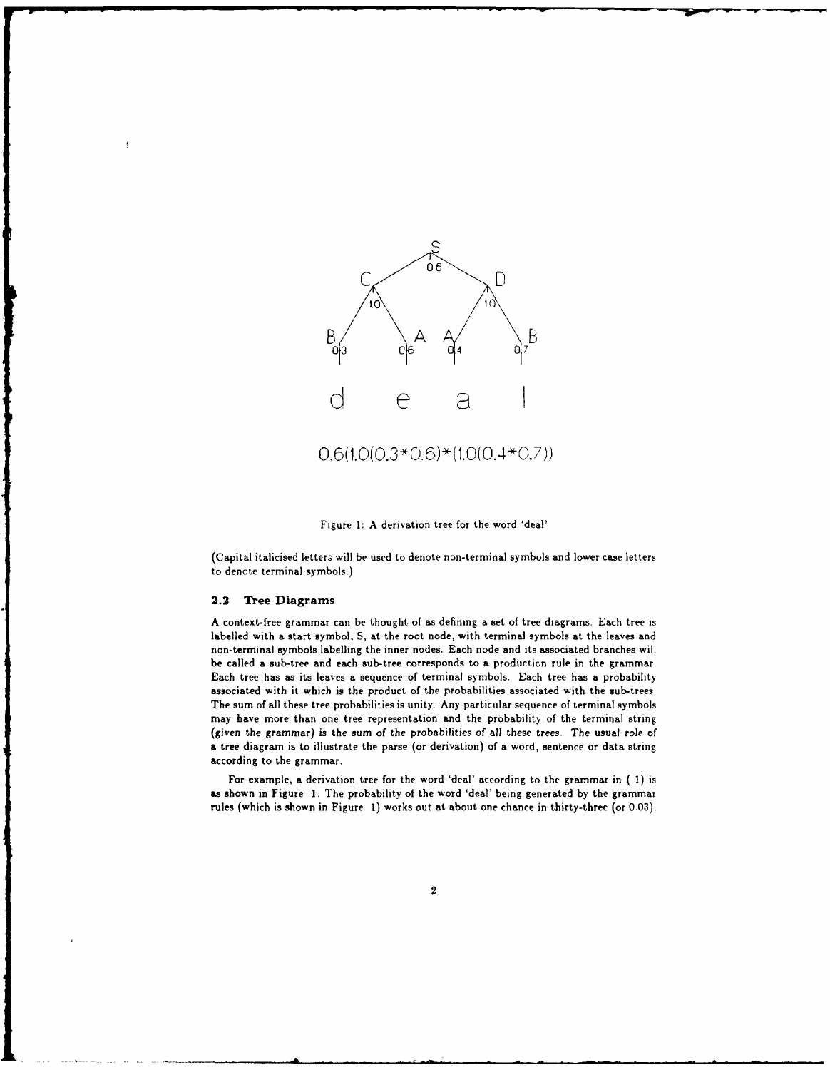$$0.6(1.0(0.3*0.6)*(1.0(0.4*0.7))$$

Figure 1: A derivation tree for the word 'deal'

(Capital italicised letters will be used to denote non-terminal symbols and lower case letters to denote terminal symbols.)

### 2.2 Tree Diagrams

A context-free grammar can be thought of as defining a set of tree diagrams. Each tree is labelled with a start symbol, S, at the root node, with terminal symbols at the leaves and non-terminal symbols labelling the inner nodes. Each node and its associated branches will be called a sub-tree and each sub-tree corresponds to a production rule in the grammar. Each tree has as its leaves a sequence of terminal symbols. Each tree has a probability associated with it which is the product of the probabilities associated with the sub-trees. The sum of all these tree probabilities is unity. Any particular sequence of terminal symbols may have more than one tree representation and the probability of the terminal string (given the grammar) is the sum of the probabilities of all these trees. The usual role of a tree diagram is to illustrate the parse (or derivation) of a word, sentence or data string according to the grammar.

For example, a derivation tree for the word 'deal' according to the grammar in ( 1) is as shown in Figure 1. The probability of the word 'deal' being generated by the grammar rules (which is shown in Figure 1) works out at about one chance in thirty-three (or 0.03).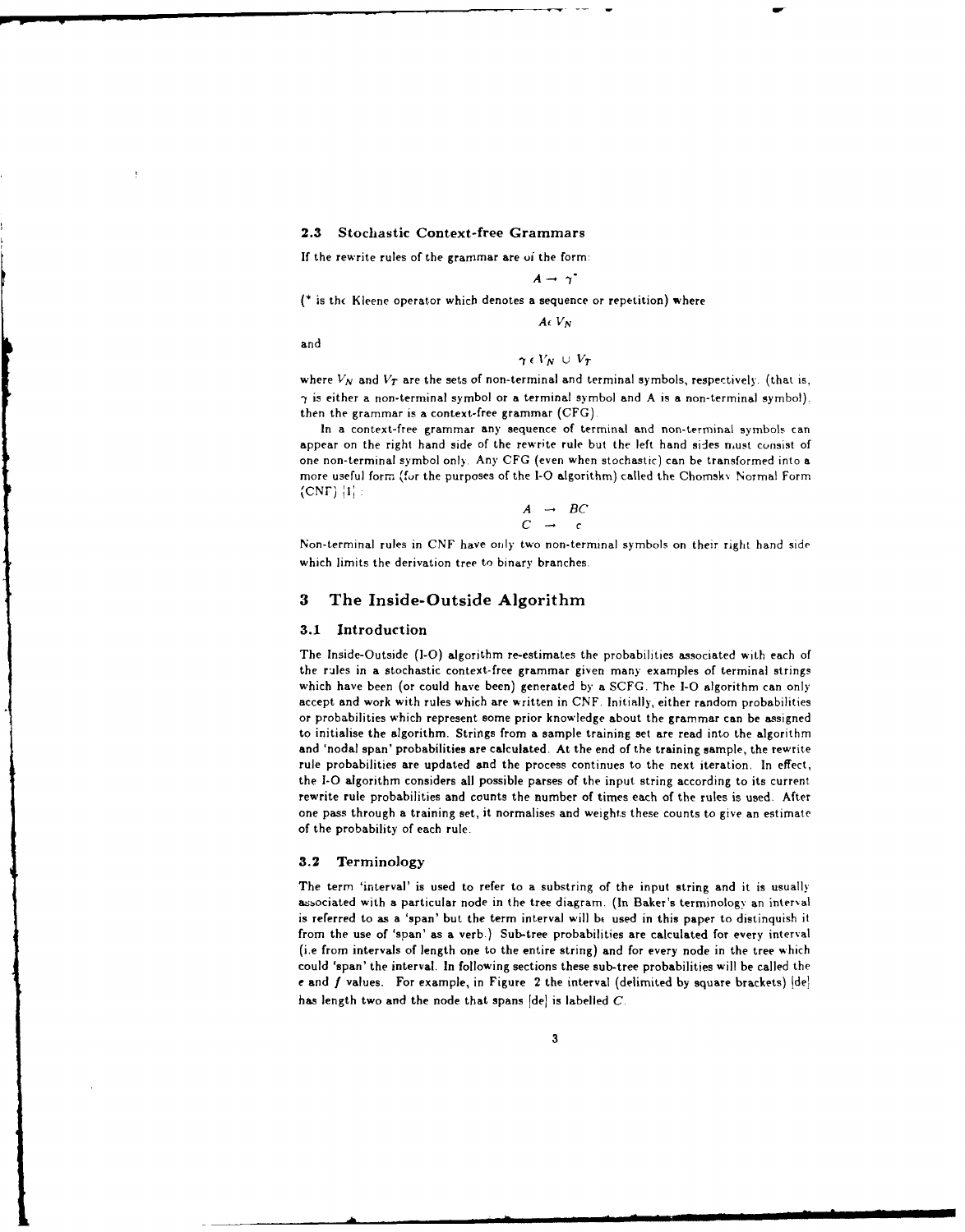### 2.3 Stochastic Context-free Grammars

If the rewrite rules of the grammar are of the form:

$$A \rightarrow \gamma^*$$

(* is the Kleene operator which denotes a sequence or repetition) where

$$A \epsilon V_N$$

and

$$\gamma \epsilon V_N \cup V_T$$

where $V_N$ and $V_T$ are the sets of non-terminal and terminal symbols, respectively. (that is, $\gamma$ is either a non-terminal symbol or a terminal symbol and A is a non-terminal symbol), then the grammar is a context-free grammar (CFG).

In a context-free grammar any sequence of terminal and non-terminal symbols can appear on the right hand side of the rewrite rule but the left hand sides must consist of one non-terminal symbol only. Any CFG (even when stochastic) can be transformed into a more useful form (for the purposes of the I-O algorithm) called the Chomsky Normal Form (CNF) [1]:

$$\begin{aligned} A &\rightarrow BC \\ C &\rightarrow c \end{aligned}$$

Non-terminal rules in CNF have only two non-terminal symbols on their right hand side which limits the derivation tree to binary branches.

## 3 The Inside-Outside Algorithm

### 3.1 Introduction

The Inside-Outside (I-O) algorithm re-estimates the probabilities associated with each of the rules in a stochastic context-free grammar given many examples of terminal strings which have been (or could have been) generated by a SCFG. The I-O algorithm can only accept and work with rules which are written in CNF. Initially, either random probabilities or probabilities which represent some prior knowledge about the grammar can be assigned to initialise the algorithm. Strings from a sample training set are read into the algorithm and 'nodal span' probabilities are calculated. At the end of the training sample, the rewrite rule probabilities are updated and the process continues to the next iteration. In effect, the I-O algorithm considers all possible parses of the input string according to its current rewrite rule probabilities and counts the number of times each of the rules is used. After one pass through a training set, it normalises and weights these counts to give an estimate of the probability of each rule.

### 3.2 Terminology

The term 'interval' is used to refer to a substring of the input string and it is usually associated with a particular node in the tree diagram. (In Baker's terminology an interval is referred to as a 'span' but the term interval will be used in this paper to distinquish it from the use of 'span' as a verb.) Sub-tree probabilities are calculated for every interval (i.e from intervals of length one to the entire string) and for every node in the tree which could 'span' the interval. In following sections these sub-tree probabilities will be called the $e$ and $f$ values. For example, in Figure 2 the interval (delimited by square brackets) [de] has length two and the node that spans [de] is labelled $C$.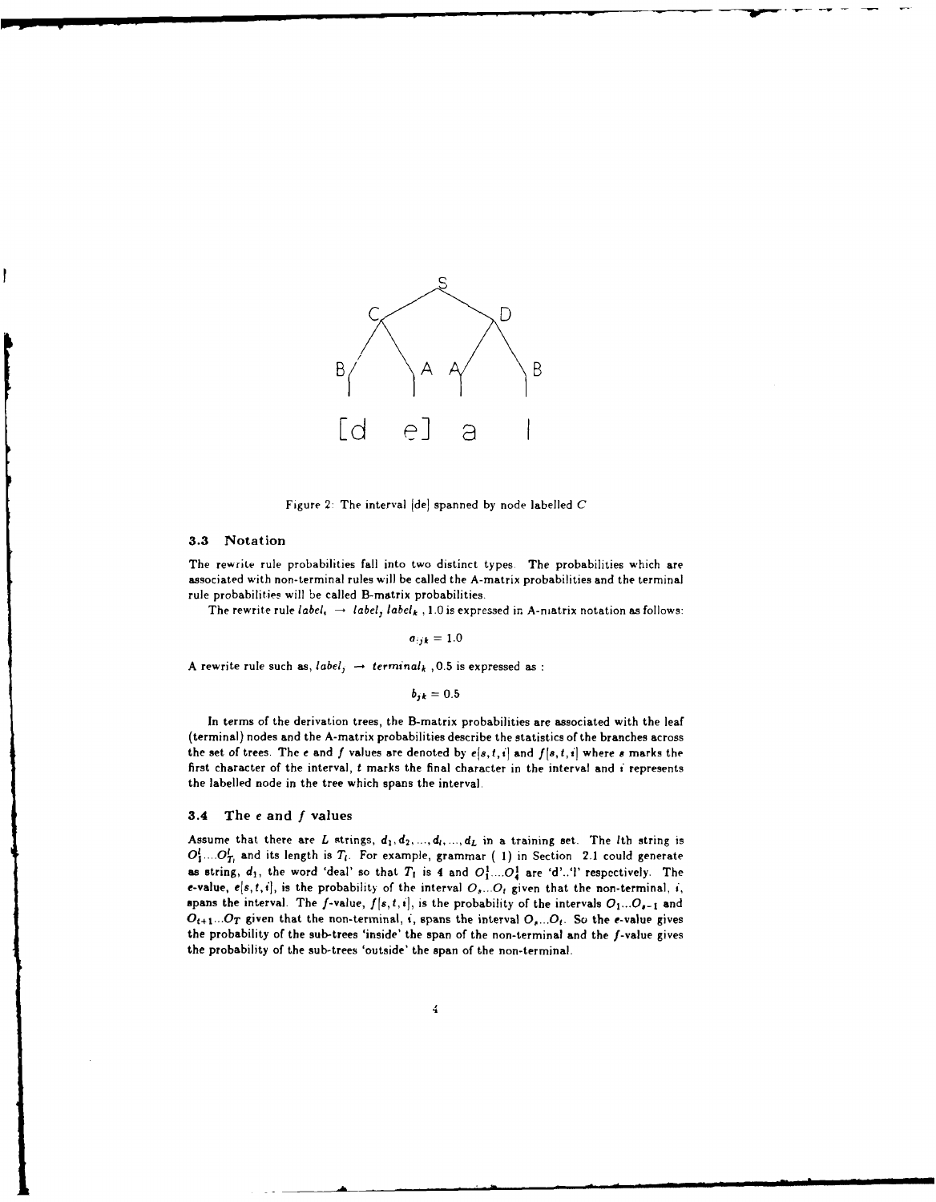Figure 2: The interval [de] spanned by node labelled $C$

### 3.3 Notation

The rewrite rule probabilities fall into two distinct types. The probabilities which are associated with non-terminal rules will be called the A-matrix probabilities and the terminal rule probabilities will be called B-matrix probabilities.

The rewrite rule $label_i \rightarrow label_j\ label_k$ , 1.0 is expressed in A-matrix notation as follows:

$$a_{ijk} = 1.0$$

A rewrite rule such as, $label_j \rightarrow terminal_k$ , 0.5 is expressed as :

$$b_{jk} = 0.5$$

In terms of the derivation trees, the B-matrix probabilities are associated with the leaf (terminal) nodes and the A-matrix probabilities describe the statistics of the branches across the set of trees. The $e$ and $f$ values are denoted by $e[s,t,i]$ and $f[s,t,i]$ where $s$ marks the first character of the interval, $t$ marks the final character in the interval and $i$ represents the labelled node in the tree which spans the interval.

### 3.4 The $e$ and $f$ values

Assume that there are $L$ strings, $d_1, d_2, ..., d_l, ..., d_L$ in a training set. The $l$th string is $O_1^l....O_{T_l}^l$ and its length is $T_l$. For example, grammar ( 1) in Section 2.1 could generate as string, $d_1$, the word 'deal' so that $T_1$ is 4 and $O_1^1....O_4^1$ are 'd'..'l' respectively. The $e$-value, $e[s,t,i]$, is the probability of the interval $O_s...O_t$ given that the non-terminal, $i$, spans the interval. The $f$-value, $f[s,t,i]$, is the probability of the intervals $O_1...O_{s-1}$ and $O_{t+1}...O_T$ given that the non-terminal, $i$, spans the interval $O_s...O_t$. So the $e$-value gives the probability of the sub-trees 'inside' the span of the non-terminal and the $f$-value gives the probability of the sub-trees 'outside' the span of the non-terminal.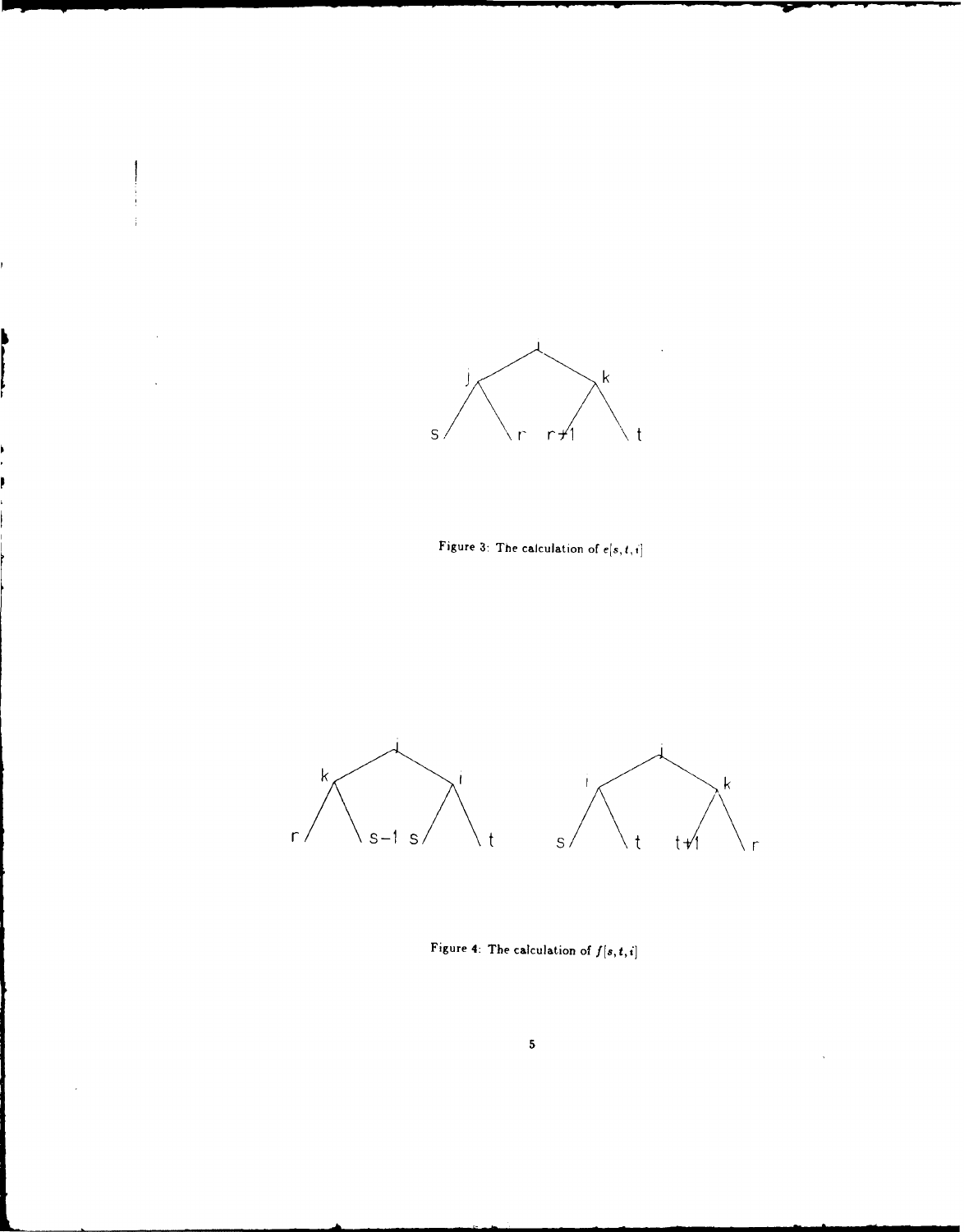Figure 3: The calculation of $e[s,t,i]$

Figure 4: The calculation of $f[s,t,i]$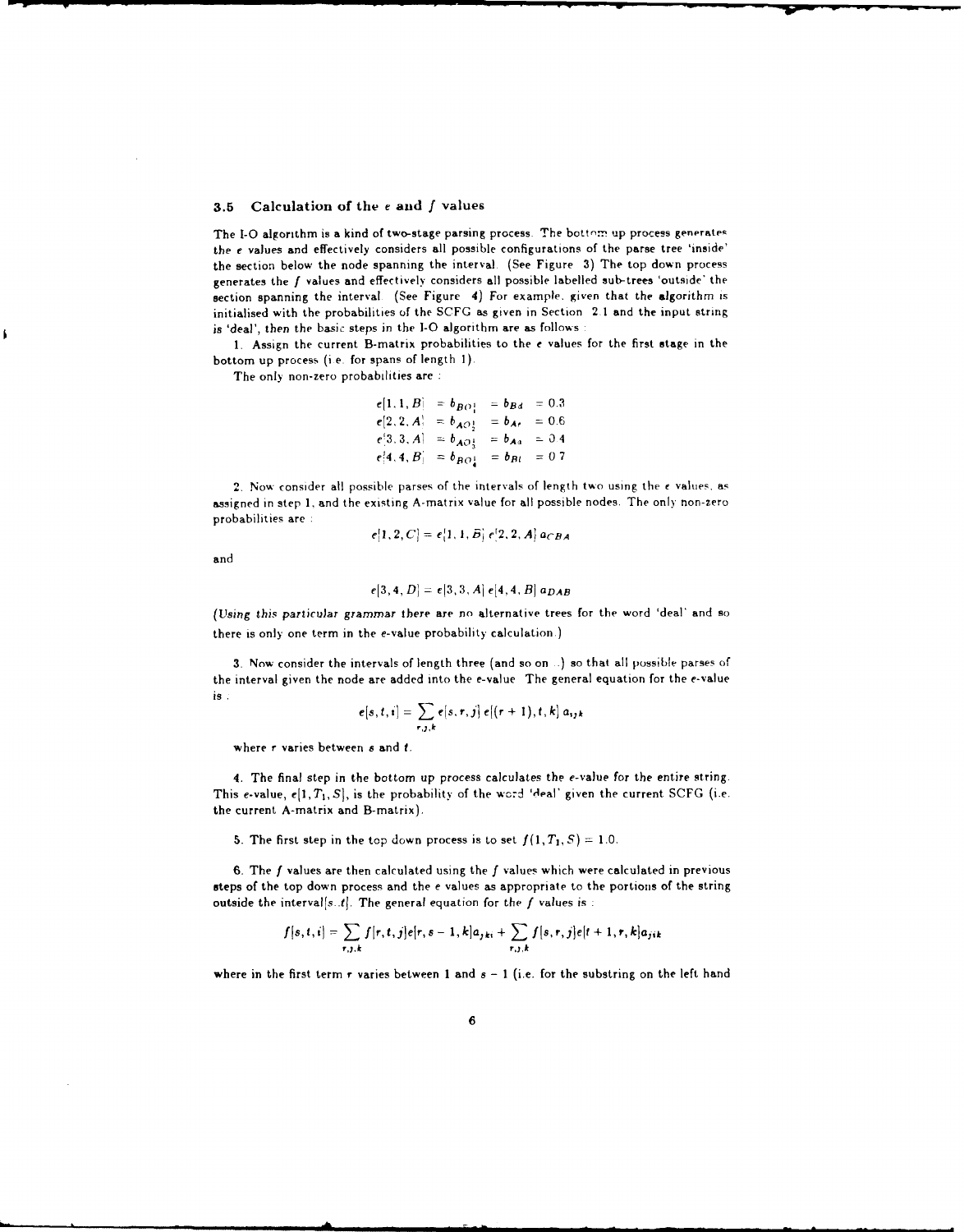### 3.5 Calculation of the $e$ and $f$ values

The I-O algorithm is a kind of two-stage parsing process. The bottom up process generates the $e$ values and effectively considers all possible configurations of the parse tree 'inside' the section below the node spanning the interval. (See Figure 3) The top down process generates the $f$ values and effectively considers all possible labelled sub-trees 'outside' the section spanning the interval. (See Figure 4) For example, given that the algorithm is initialised with the probabilities of the SCFG as given in Section 2.1 and the input string is 'deal', then the basic steps in the I-O algorithm are as follows :

1. Assign the current B-matrix probabilities to the $e$ values for the first stage in the bottom up process (i.e. for spans of length 1).

The only non-zero probabilities are :

$$
\begin{aligned}
e[1,1,B] &= b_{BO_1^1} = b_{Bd} = 0.3 \\
e[2,2,A] &= b_{AO_2^1} = b_{Ae} = 0.6 \\
e[3,3,A] &= b_{AO_3^1} = b_{Aa} = 0.4 \\
e[4,4,B] &= b_{BO_4^1} = b_{Bl} = 0.7
\end{aligned}
$$

2. Now consider all possible parses of the intervals of length two using the $e$ values, as assigned in step 1, and the existing A-matrix value for all possible nodes. The only non-zero probabilities are :

$$e[1,2,C] = e[1,1,B]\, e[2,2,A]\, a_{CBA}$$

and

$$e[3,4,D] = e[3,3,A]\, e[4,4,B]\, a_{DAB}$$

*(Using this particular grammar there are no alternative trees for the word 'deal' and so there is only one term in the e-value probability calculation.)*

3. Now consider the intervals of length three (and so on ..) so that all possible parses of the interval given the node are added into the $e$-value. The general equation for the $e$-value is :

$$e[s,t,i] = \sum_{r,j,k} e[s,r,j]\, e[(r+1),t,k]\, a_{ijk}$$

where $r$ varies between $s$ and $t$.

4. The final step in the bottom up process calculates the $e$-value for the entire string. This $e$-value, $e[1,T_1,S]$, is the probability of the word 'deal' given the current SCFG (i.e. the current A-matrix and B-matrix).

5. The first step in the top down process is to set $f(1,T_1,S) = 1.0$.

6. The $f$ values are then calculated using the $f$ values which were calculated in previous steps of the top down process and the $e$ values as appropriate to the portions of the string outside the interval$[s..t]$. The general equation for the $f$ values is :

$$f[s,t,i] = \sum_{r,j,k} f[r,t,j]e[r,s-1,k]a_{jki} + \sum_{r,j,k} f[s,r,j]e[t+1,r,k]a_{jik}$$

where in the first term $r$ varies between 1 and $s-1$ (i.e. for the substring on the left hand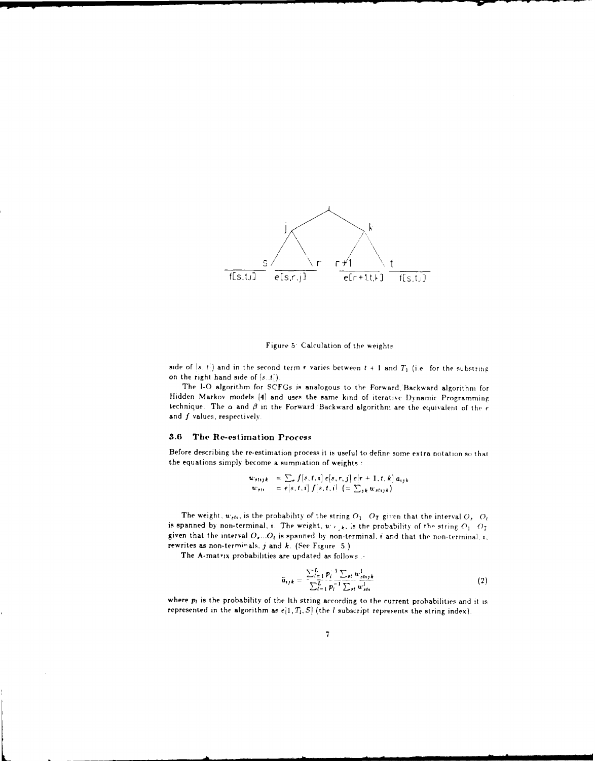Figure 5: Calculation of the weights

side of $[s..t]$) and in the second term $r$ varies between $t+1$ and $T_l$ (i.e. for the substring on the right hand side of $[s..t]$).

The I-O algorithm for SCFGs is analogous to the Forward/Backward algorithm for Hidden Markov models [4] and uses the same kind of iterative Dynamic Programming technique. The $\alpha$ and $\beta$ in the Forward/Backward algorithm are the equivalent of the $e$ and $f$ values, respectively.

### 3.6 The Re-estimation Process

Before describing the re-estimation process it is useful to define some extra notation so that the equations simply become a summation of weights :

$$
\begin{aligned}
w_{stijk} &= \sum_r f[s,t,i]\, e[s,r,j]\, e[r+1,t,k]\, a_{ijk} \\
w_{sti} &= e[s,t,i]\, f[s,t,i] \;\; (= \textstyle\sum_{jk} w_{stijk})
\end{aligned}
$$

The weight, $w_{sti}$, is the probability of the string $O_1 \ldots O_T$ given that the interval $O_s \ldots O_t$ is spanned by non-terminal, $i$. The weight, $w_{stijk}$, is the probability of the string $O_1 \ldots O_T$ given that the interval $O_s \ldots O_t$ is spanned by non-terminal, $i$ and that the non-terminal, $i$, rewrites as non-terminals, $j$ and $k$. (See Figure 5.)

The A-matrix probabilities are updated as follows :-

$$
\bar{a}_{ijk} = \frac{\sum_{l=1}^{L} p_l^{-1} \sum_{st} w_{stijk}^{l}}{\sum_{l=1}^{L} p_l^{-1} \sum_{st} w_{sti}^{l}} \tag{2}
$$

where $p_l$ is the probability of the $l$th string according to the current probabilities and it is represented in the algorithm as $e[1,T_l,S]$ (the $l$ subscript represents the string index).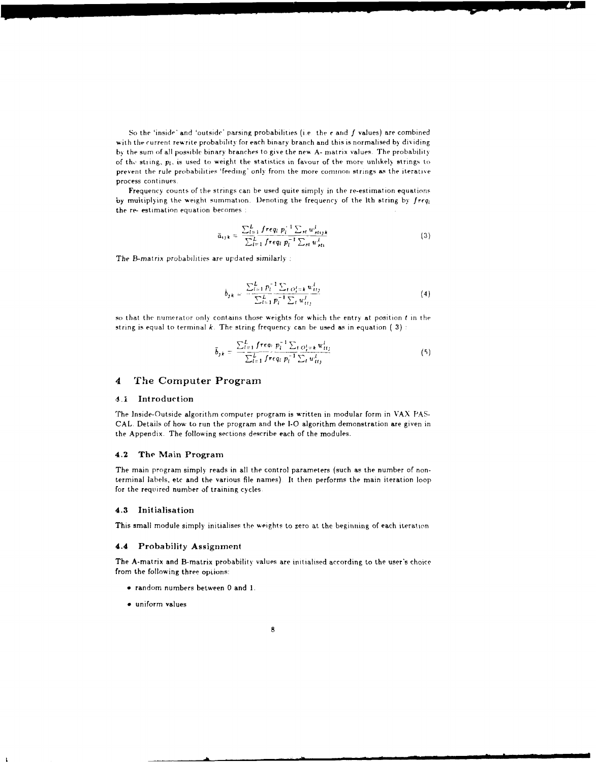So the 'inside' and 'outside' parsing probabilities (i.e. the $e$ and $f$ values) are combined with the current rewrite probability for each binary branch and this is normalised by dividing by the sum of all possible binary branches to give the new A- matrix values. The probability of the string, $p_l$, is used to weight the statistics in favour of the more unlikely strings to prevent the rule probabilities 'feeding' only from the more common strings as the iterative process continues.

Frequency counts of the strings can be used quite simply in the re-estimation equations by multiplying the weight summation. Denoting the frequency of the lth string by $freq_l$ the re- estimation equation becomes :

$$\bar{a}_{ijk} = \frac{\sum_{l=1}^{L} freq_l \, p_l^{-1} \sum_{st} u_{stijk}^{l}}{\sum_{l=1}^{L} freq_l \, p_l^{-1} \sum_{st} u_{sti}^{l}} \tag{3}$$

The B-matrix probabilities are updated similarly :

$$\bar{b}_{jk} = \frac{\sum_{l=1}^{L} p_l^{-1} \sum_{t\, O_t^l = k} u_{ttj}^{l}}{\sum_{l=1}^{L} p_l^{-1} \sum_{t} u_{ttj}^{l}} \tag{4}$$

so that the numerator only contains those weights for which the entry at position $t$ in the string is equal to terminal $k$. The string frequency can be used as in equation ( 3) :

$$\bar{b}_{jk} = \frac{\sum_{l=1}^{L} freq_l \, p_l^{-1} \sum_{t\, O_t^l = k} u_{ttj}^{l}}{\sum_{l=1}^{L} freq_l \, p_l^{-1} \sum_{t} u_{ttj}^{l}} \tag{5}$$

## 4 The Computer Program

### 4.1 Introduction

The Inside-Outside algorithm computer program is written in modular form in VAX PASCAL. Details of how to run the program and the I-O algorithm demonstration are given in the Appendix. The following sections describe each of the modules.

### 4.2 The Main Program

The main program simply reads in all the control parameters (such as the number of non-terminal labels, etc and the various file names) It then performs the main iteration loop for the required number of training cycles.

### 4.3 Initialisation

This small module simply initialises the weights to zero at the beginning of each iteration

### 4.4 Probability Assignment

The A-matrix and B-matrix probability values are initialised according to the user's choice from the following three options:

- random numbers between 0 and 1.
- uniform values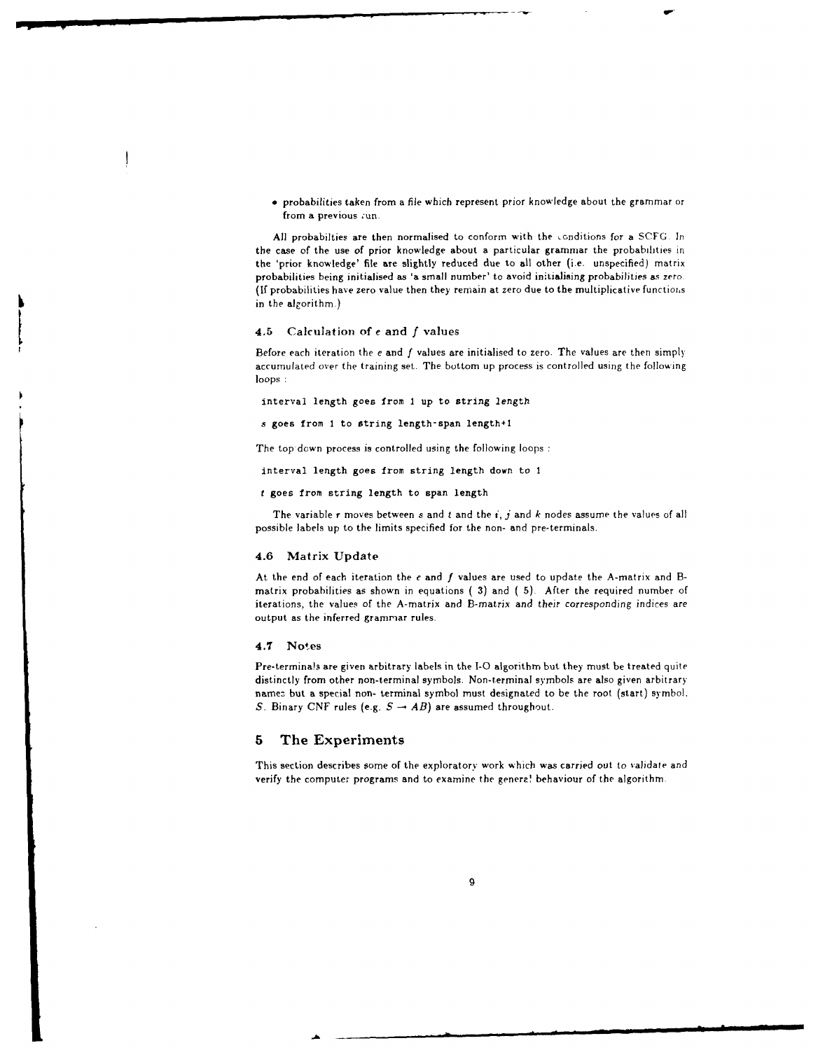- probabilities taken from a file which represent prior knowledge about the grammar or from a previous run.

All probabilties are then normalised to conform with the conditions for a SCFG. In the case of the use of prior knowledge about a particular grammar the probabilities in the 'prior knowledge' file are slightly reduced due to all other (i.e. unspecified) matrix probabilities being initialised as 'a small number' to avoid initialising probabilities as zero. (If probabilities have zero value then they remain at zero due to the multiplicative functions in the algorithm.)

### 4.5 Calculation of $e$ and $f$ values

Before each iteration the $e$ and $f$ values are initialised to zero. The values are then simply accumulated over the training set. The bottom up process is controlled using the following loops :

```
interval length goes from 1 up to string length
s goes from 1 to string length-span length+1
```

The top down process is controlled using the following loops :

```
interval length goes from string length down to 1
t goes from string length to span length
```

The variable $r$ moves between $s$ and $t$ and the $i$, $j$ and $k$ nodes assume the values of all possible labels up to the limits specified for the non- and pre-terminals.

### 4.6 Matrix Update

At the end of each iteration the $e$ and $f$ values are used to update the A-matrix and B-matrix probabilities as shown in equations ( 3) and ( 5). After the required number of iterations, the values of the A-matrix and B-matrix *and their corresponding indices* are output as the inferred grammar rules.

### 4.7 Notes

Pre-terminals are given arbitrary labels in the I-O algorithm but they must be treated quite distinctly from other non-terminal symbols. Non-terminal symbols are also given arbitrary names but a special non- terminal symbol must designated to be the root (start) symbol, $S$. Binary CNF rules (e.g. $S \rightarrow AB$) are assumed throughout.

## 5 The Experiments

This section describes some of the exploratory work which was carried out to validate and verify the computer programs and to examine the general behaviour of the algorithm.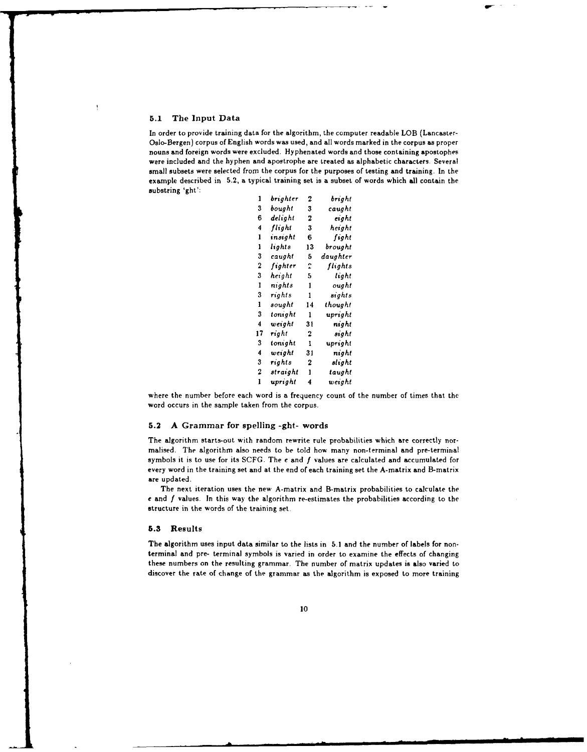### 5.1 The Input Data

In order to provide training data for the algorithm, the computer readable LOB (Lancaster-Oslo-Bergen) corpus of English words was used, and all words marked in the corpus as proper nouns and foreign words were excluded. Hyphenated words and those containing apostophes were included and the hyphen and apostrophe are treated as alphabetic characters. Several small subsets were selected from the corpus for the purposes of testing and training. In the example described in 5.2, a typical training set is a subset of words which all contain the substring 'ght':

| | | | |
|---|---|---|---|
| 1 | *brighter* | 2 | *bright* |
| 3 | *bought* | 3 | *caught* |
| 6 | *delight* | 2 | *eight* |
| 4 | *flight* | 3 | *height* |
| 1 | *insight* | 6 | *fight* |
| 1 | *lights* | 13 | *brought* |
| 3 | *caught* | 5 | *daughter* |
| 2 | *fighter* | 2 | *flights* |
| 3 | *height* | 5 | *light* |
| 1 | *nights* | 1 | *ought* |
| 3 | *rights* | 1 | *sights* |
| 1 | *sought* | 14 | *thought* |
| 3 | *tonight* | 1 | *upright* |
| 4 | *weight* | 31 | *night* |
| 17 | *right* | 2 | *sight* |
| 3 | *tonight* | 1 | *upright* |
| 4 | *weight* | 31 | *night* |
| 3 | *rights* | 2 | *slight* |
| 2 | *straight* | 1 | *taught* |
| 1 | *upright* | 4 | *weight* |

where the number before each word is a frequency count of the number of times that the word occurs in the sample taken from the corpus.

### 5.2 A Grammar for spelling -ght- words

The algorithm starts-out with random rewrite rule probabilities which are correctly normalised. The algorithm also needs to be told how many non-terminal and pre-terminal symbols it is to use for its SCFG. The $e$ and $f$ values are calculated and accumulated for every word in the training set and at the end of each training set the A-matrix and B-matrix are updated.

The next iteration uses the new A-matrix and B-matrix probabilities to calculate the $e$ and $f$ values. In this way the algorithm re-estimates the probabilities according to the structure in the words of the training set.

### 5.3 Results

The algorithm uses input data similar to the lists in 5.1 and the number of labels for non-terminal and pre- terminal symbols is varied in order to examine the effects of changing these numbers on the resulting grammar. The number of matrix updates is also varied to discover the rate of change of the grammar as the algorithm is exposed to more training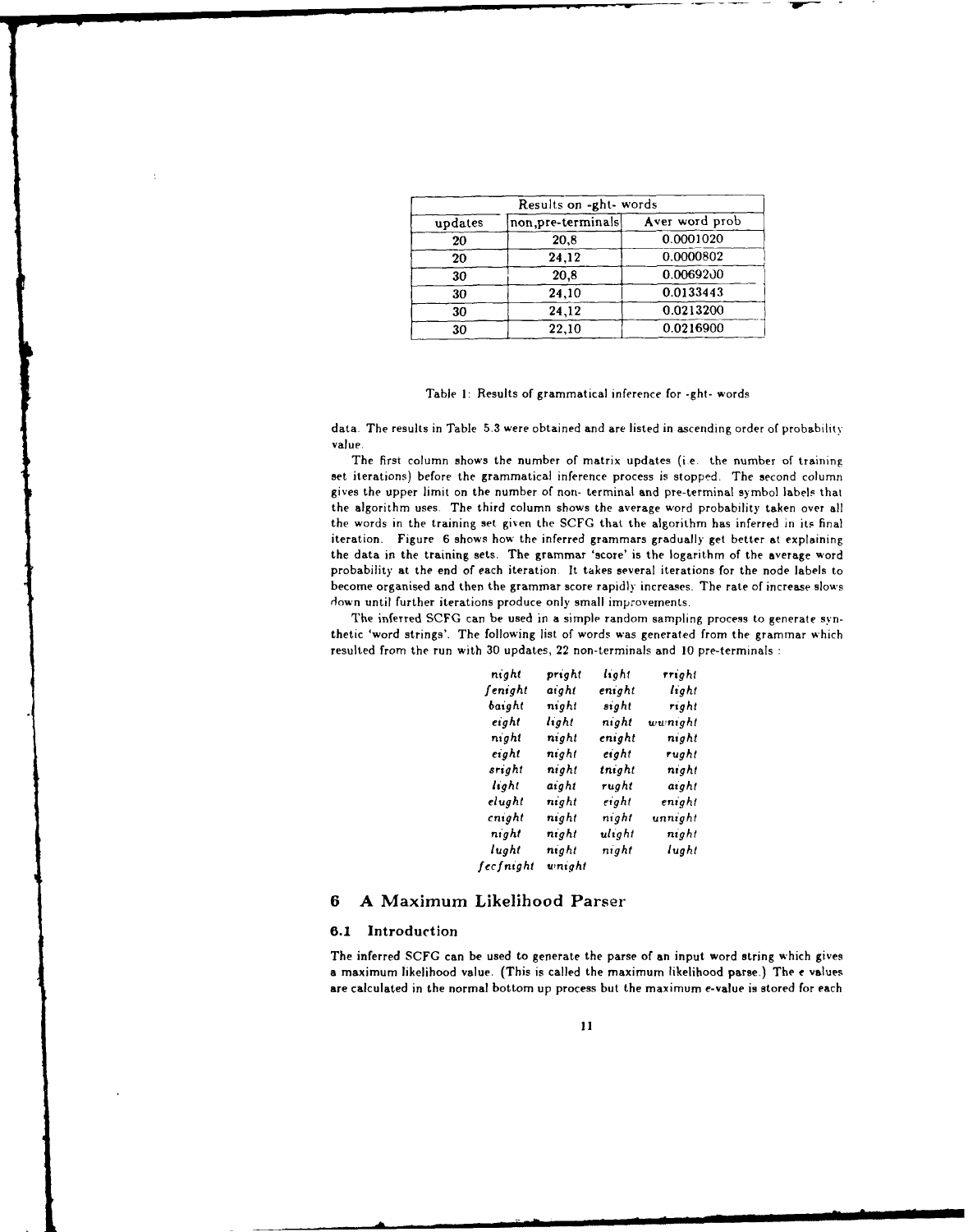| Results on -ght- words | | |
|---|---|---|
| updates | non,pre-terminals | Aver word prob |
| 20 | 20,8 | 0.0001020 |
| 20 | 24,12 | 0.0000802 |
| 30 | 20,8 | 0.0069200 |
| 30 | 24,10 | 0.0133443 |
| 30 | 24,12 | 0.0213200 |
| 30 | 22,10 | 0.0216900 |

Table 1: Results of grammatical inference for -ght- words

data. The results in Table 5.3 were obtained and are listed in ascending order of probability value.

The first column shows the number of matrix updates (i.e. the number of training set iterations) before the grammatical inference process is stopped. The second column gives the upper limit on the number of non- terminal and pre-terminal symbol labels that the algorithm uses. The third column shows the average word probability taken over all the words in the training set given the SCFG that the algorithm has inferred in its final iteration. Figure 6 shows how the inferred grammars gradually get better at explaining the data in the training sets. The grammar 'score' is the logarithm of the average word probability at the end of each iteration. It takes several iterations for the node labels to become organised and then the grammar score rapidly increases. The rate of increase slows down until further iterations produce only small improvements.

The inferred SCFG can be used in a simple random sampling process to generate synthetic 'word strings'. The following list of words was generated from the grammar which resulted from the run with 30 updates, 22 non-terminals and 10 pre-terminals :

| | | | |
|---|---|---|---|
| *night* | *pright* | *light* | *rright* |
| *fenight* | *aight* | *enight* | *light* |
| *baight* | *night* | *sight* | *right* |
| *eight* | *light* | *night* | *wwnight* |
| *night* | *night* | *enight* | *night* |
| *eight* | *night* | *eight* | *rught* |
| *sright* | *night* | *tnight* | *night* |
| *light* | *aight* | *rught* | *aight* |
| *elught* | *night* | *eight* | *enight* |
| *cnight* | *night* | *night* | *unnight* |
| *night* | *night* | *ulight* | *night* |
| *lught* | *night* | *night* | *lught* |
| *fecfnight* | *wnight* | | |

## 6 A Maximum Likelihood Parser

### 6.1 Introduction

The inferred SCFG can be used to generate the parse of an input word string which gives a maximum likelihood value. (This is called the maximum likelihood parse.) The $e$ values are calculated in the normal bottom up process but the maximum $e$-value is stored for each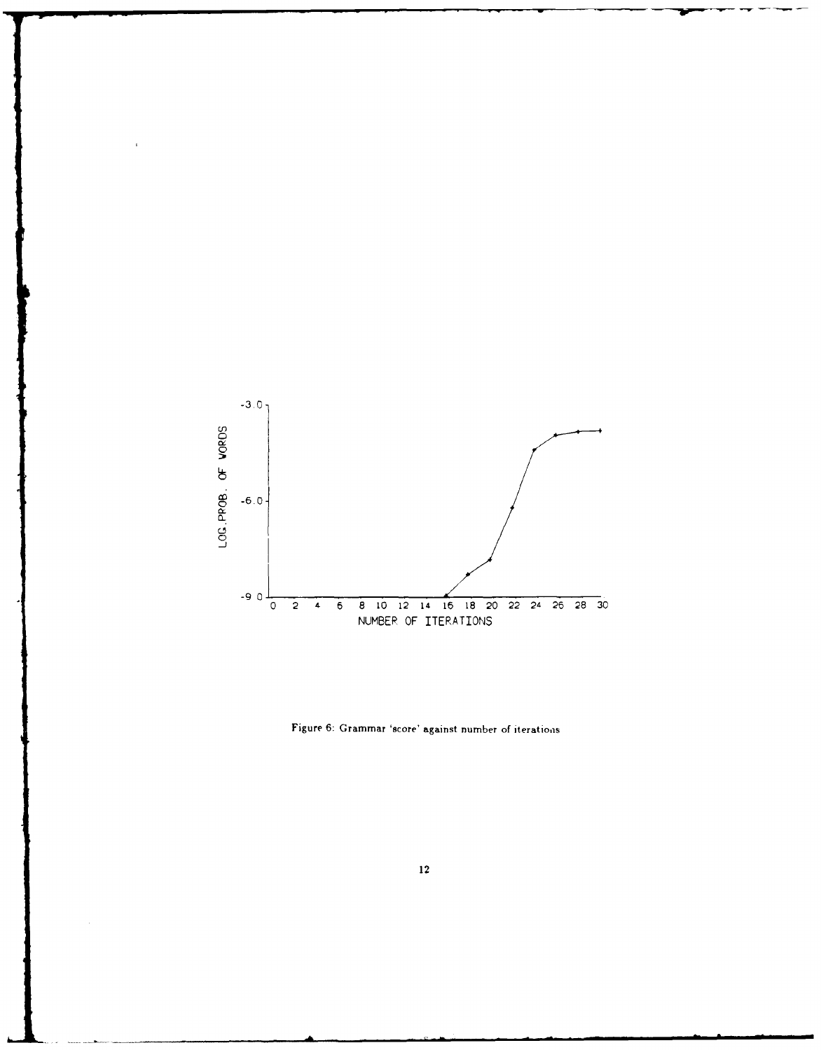Figure 6: Grammar 'score' against number of iterations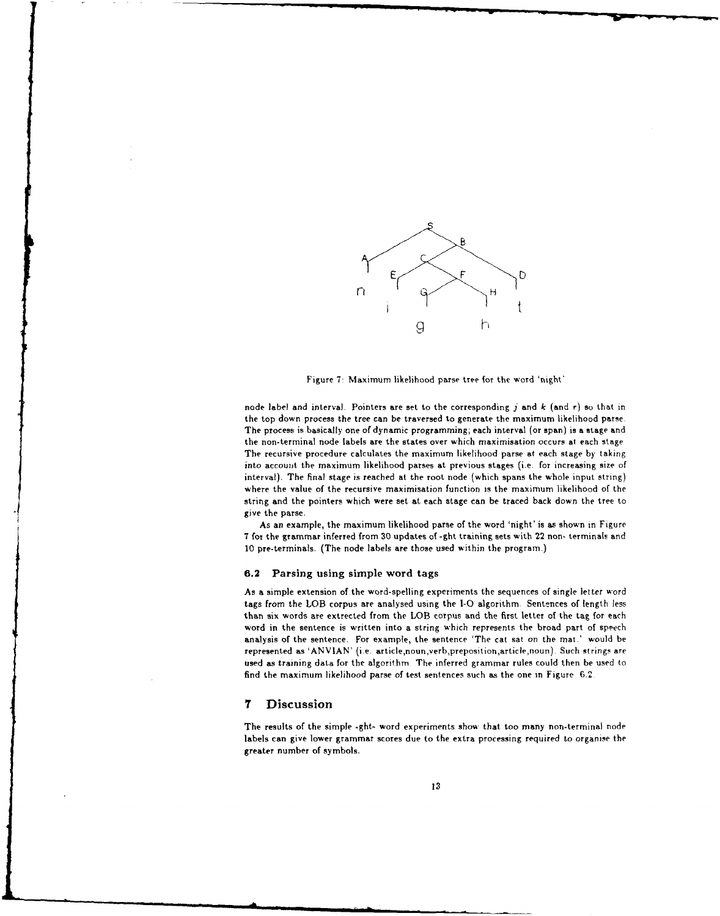Figure 7: Maximum likelihood parse tree for the word 'night'

node label and interval. Pointers are set to the corresponding $j$ and $k$ (and $r$) so that in the top down process the tree can be traversed to generate the maximum likelihood parse. The process is basically one of dynamic programming; each interval (or span) is a stage and the non-terminal node labels are the states over which maximisation occurs at each stage. The recursive procedure calculates the maximum likelihood parse at each stage by taking into account the maximum likelihood parses at previous stages (i.e. for increasing size of interval). The final stage is reached at the root node (which spans the whole input string) where the value of the recursive maximisation function is the maximum likelihood of the string and the pointers which were set at each stage can be traced back down the tree to give the parse.

As an example, the maximum likelihood parse of the word 'night' is as shown in Figure 7 for the grammar inferred from 30 updates of -ght training sets with 22 non- terminals and 10 pre-terminals. (The node labels are those used within the program.)

### 6.2 Parsing using simple word tags

As a simple extension of the word-spelling experiments the sequences of single letter word tags from the LOB corpus are analysed using the I-O algorithm. Sentences of length less than six words are extrected from the LOB corpus and the first letter of the tag for each word in the sentence is written into a string which represents the broad part of speech analysis of the sentence. For example, the sentence 'The cat sat on the mat.' would be represented as 'ANVIAN' (i.e. article,noun,verb,preposition,article,noun). Such strings are used as training data for the algorithm. The inferred grammar rules could then be used to find the maximum likelihood parse of test sentences such as the one in Figure 6.2.

## 7 Discussion

The results of the simple -ght- word experiments show that too many non-terminal node labels can give lower grammar scores due to the extra processing required to organise the greater number of symbols.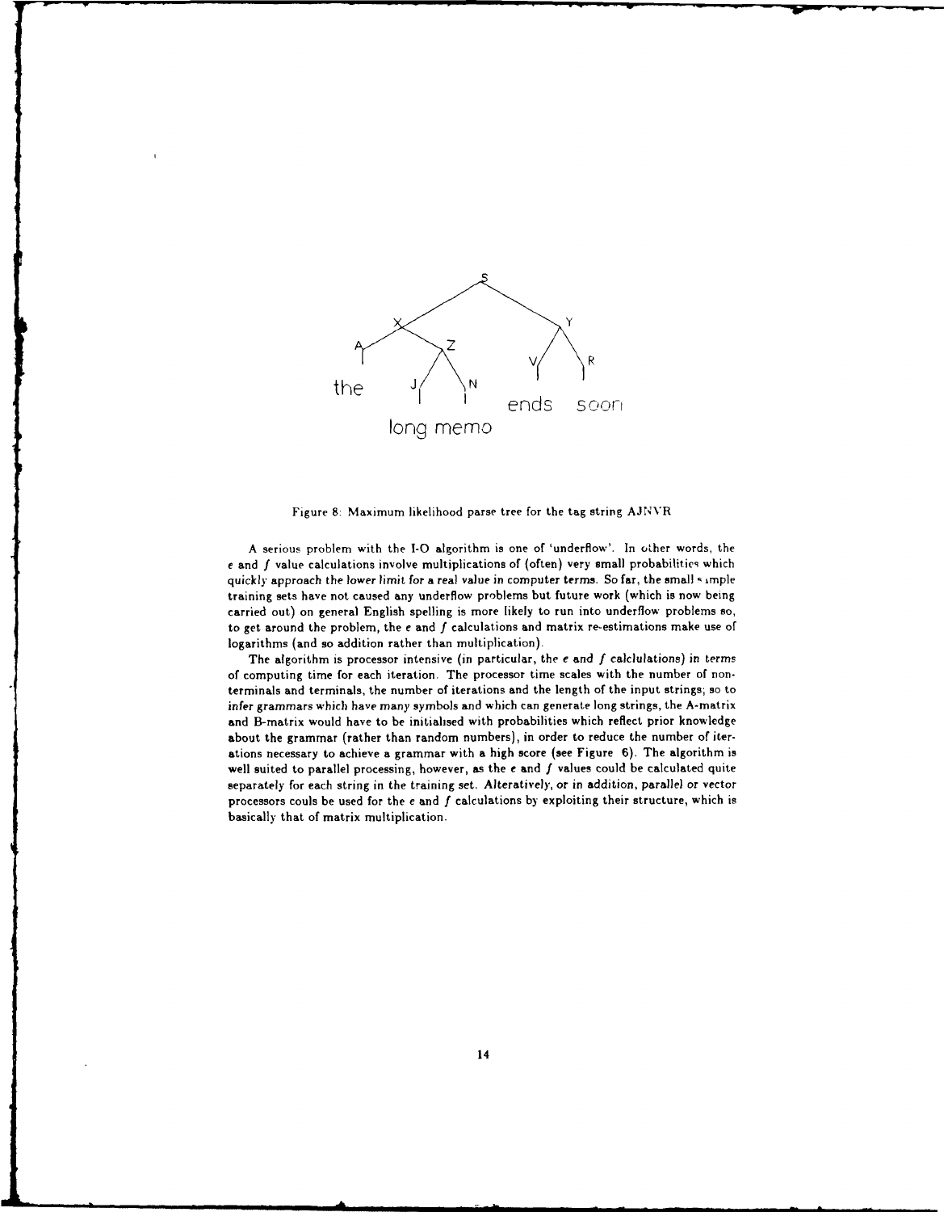Figure 8: Maximum likelihood parse tree for the tag string AJNVR

A serious problem with the I-O algorithm is one of 'underflow'. In other words, the $e$ and $f$ value calculations involve multiplications of (often) very small probabilities which quickly approach the lower limit for a real value in computer terms. So far, the small sample training sets have not caused any underflow problems but future work (which is now being carried out) on general English spelling is more likely to run into underflow problems so, to get around the problem, the $e$ and $f$ calculations and matrix re-estimations make use of logarithms (and so addition rather than multiplication).

The algorithm is processor intensive (in particular, the $e$ and $f$ calclulations) in terms of computing time for each iteration. The processor time scales with the number of non-terminals and terminals, the number of iterations and the length of the input strings; so to infer grammars which have many symbols and which can generate long strings, the A-matrix and B-matrix would have to be initialised with probabilities which reflect prior knowledge about the grammar (rather than random numbers), in order to reduce the number of iterations necessary to achieve a grammar with a high score (see Figure 6). The algorithm is well suited to parallel processing, however, as the $e$ and $f$ values could be calculated quite separately for each string in the training set. Alteratively, or in addition, parallel or vector processors couls be used for the $e$ and $f$ calculations by exploiting their structure, which is basically that of matrix multiplication.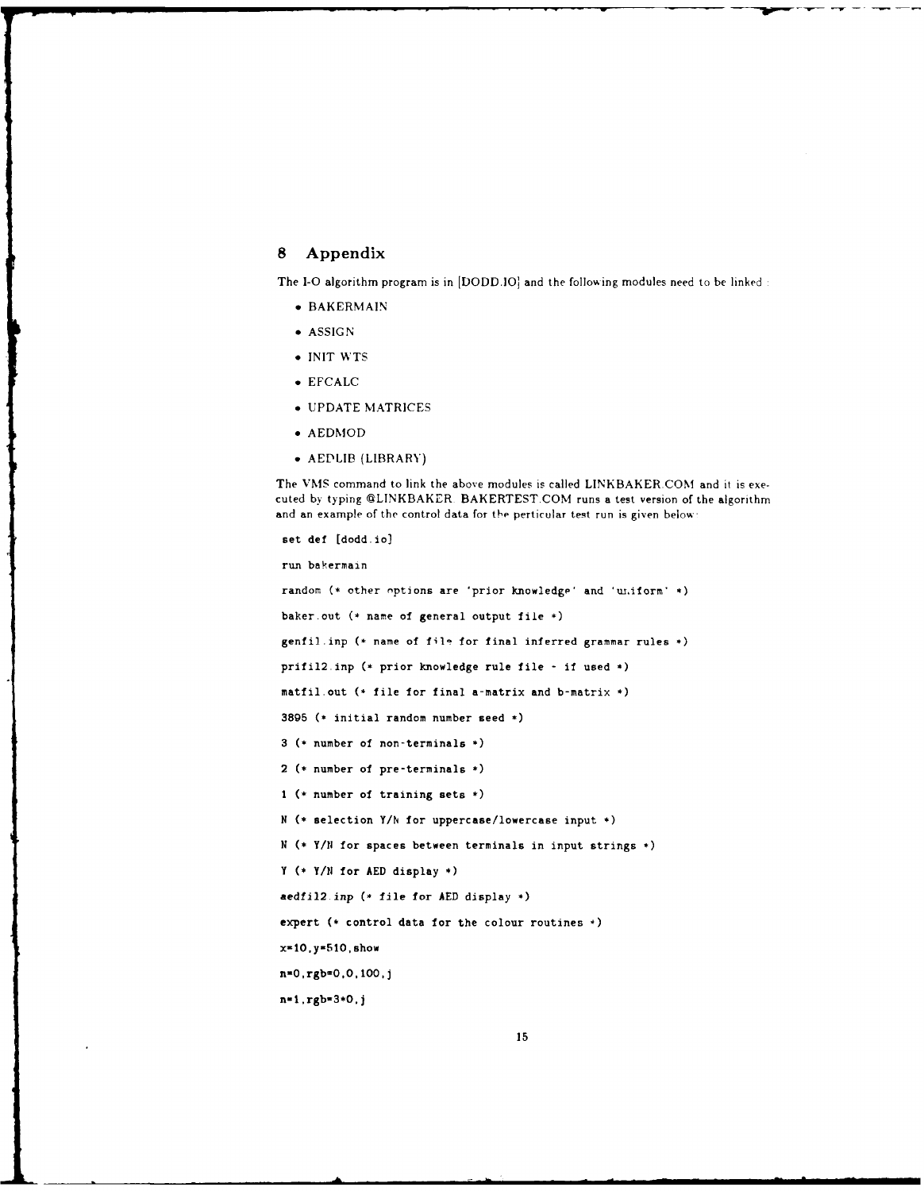## 8 Appendix

The I-O algorithm program is in [DODD.IO] and the following modules need to be linked :

- BAKERMAIN
- ASSIGN
- INIT WTS
- EFCALC
- UPDATE MATRICES
- AEDMOD
- AEDLIB (LIBRARY)

The VMS command to link the above modules is called LINKBAKER.COM and it is executed by typing @LINKBAKER. BAKERTEST.COM runs a test version of the algorithm and an example of the control data for the perticular test run is given below:

```
set def [dodd.io]

run bakermain

random (* other options are 'prior knowledge' and 'uniform' *)

baker.out (* name of general output file *)

genfil.inp (* name of file for final inferred grammar rules *)

prifil2.inp (* prior knowledge rule file - if used *)

matfil.out (* file for final a-matrix and b-matrix *)

3895 (* initial random number seed *)

3 (* number of non-terminals *)

2 (* number of pre-terminals *)

1 (* number of training sets *)

N (* selection Y/N for uppercase/lowercase input *)

N (* Y/N for spaces between terminals in input strings *)

Y (* Y/N for AED display *)

aedfil2.inp (* file for AED display *)

expert (* control data for the colour routines *)

x=10,y=510,show

n=0,rgb=0,0,100,j

n=1,rgb=3*0,j
```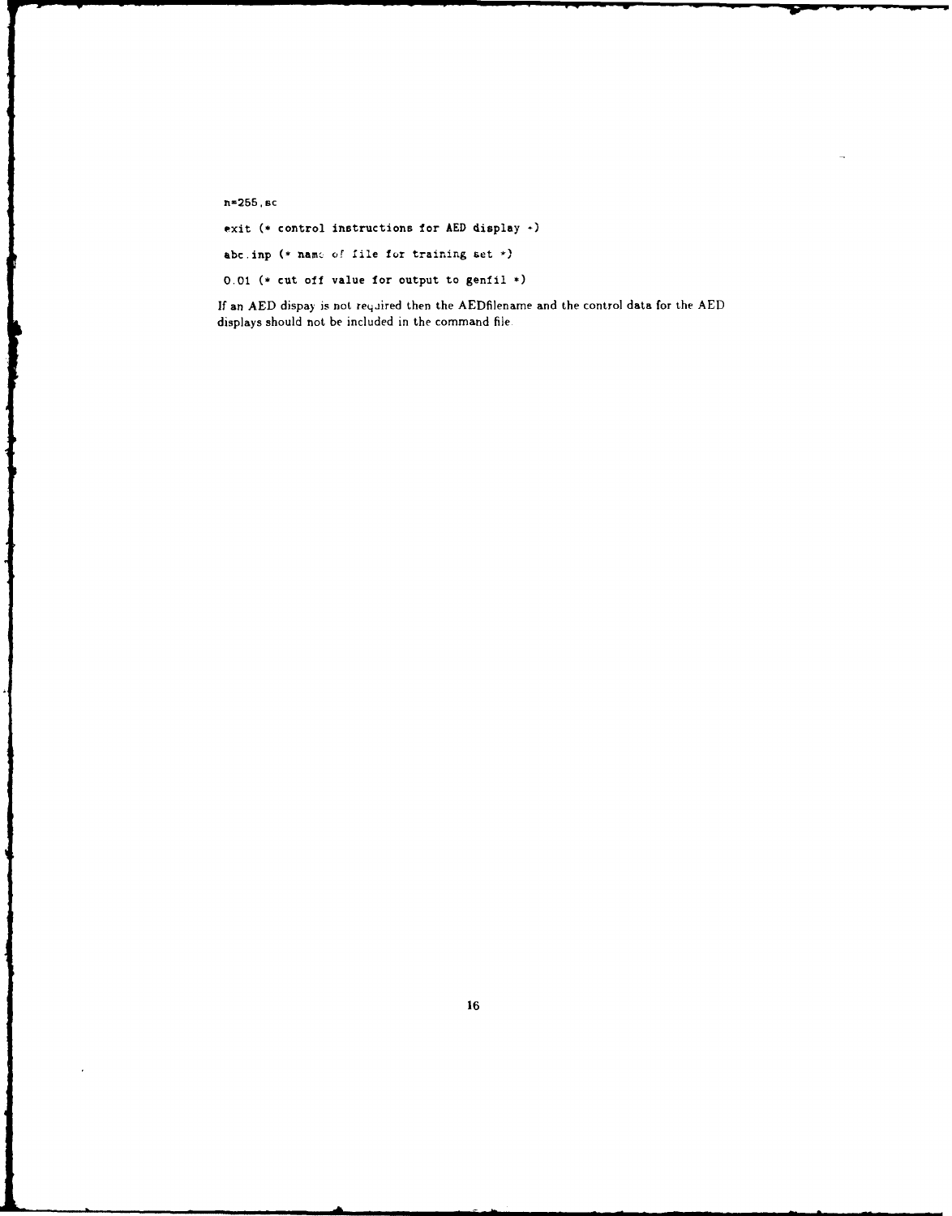```
n=255,sc

exit (* control instructions for AED display *)

abc.inp (* name of file for training set *)

0.01 (* cut off value for output to genfil *)
```

If an AED dispay is not required then the AEDfilename and the control data for the AED displays should not be included in the command file.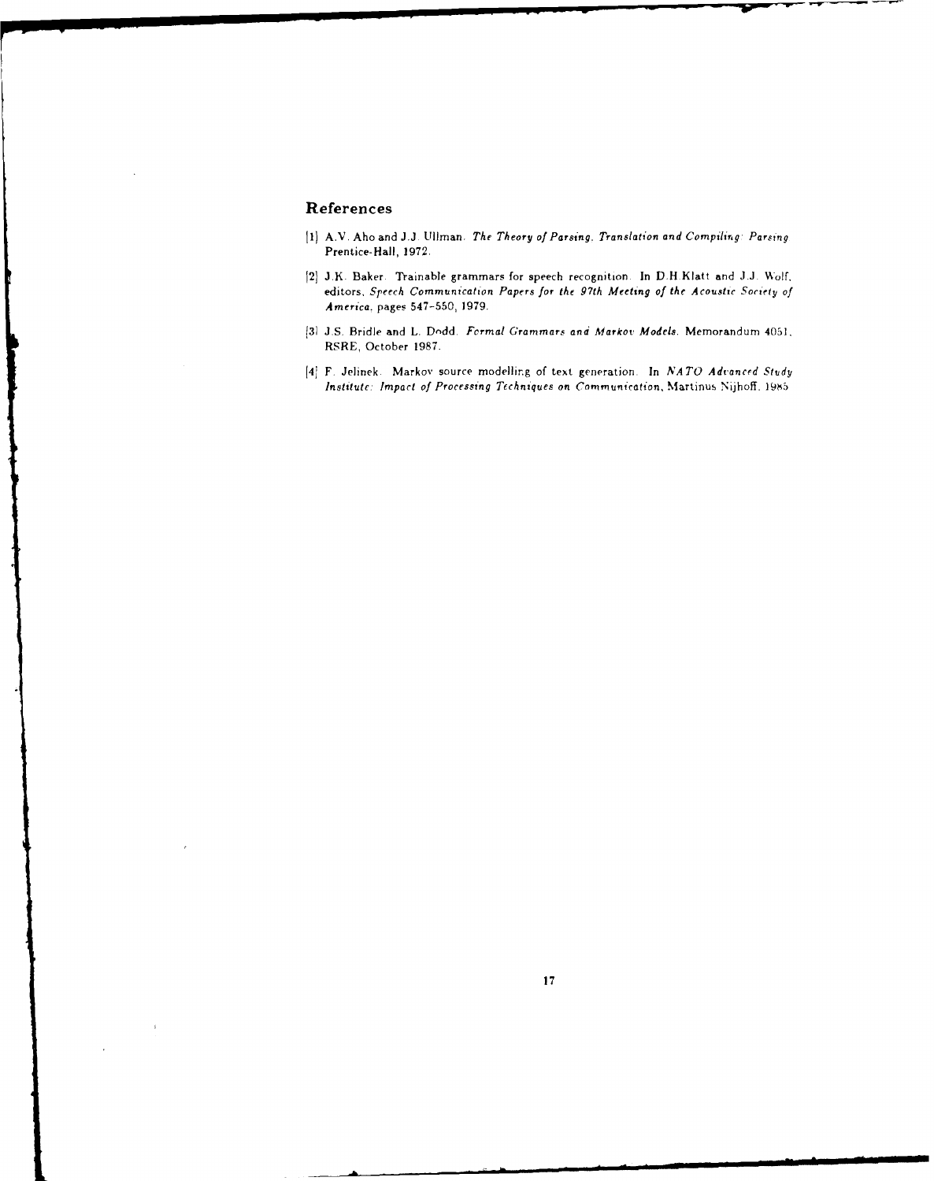## References

[1] A.V. Aho and J.J. Ullman. *The Theory of Parsing, Translation and Compiling: Parsing*. Prentice-Hall, 1972.

[2] J.K. Baker. Trainable grammars for speech recognition. In D.H.Klatt and J.J. Wolf, editors, *Speech Communication Papers for the 97th Meeting of the Acoustic Society of America*, pages 547–550, 1979.

[3] J.S. Bridle and L. Dodd. *Formal Grammars and Markov Models*. Memorandum 4051, RSRE, October 1987.

[4] F. Jelinek. Markov source modelling of text generation. In *NATO Advanced Study Institute: Impact of Processing Techniques on Communication*, Martinus Nijhoff, 1985.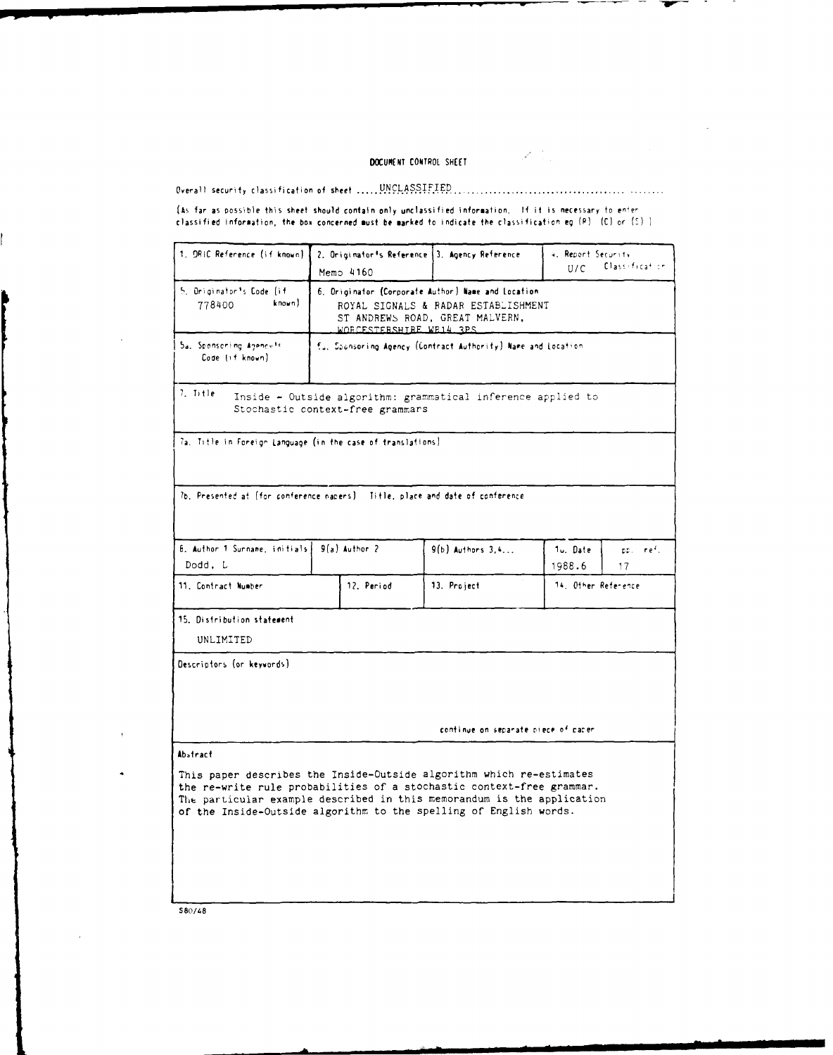DOCUMENT CONTROL SHEET

Overall security classification of sheet .....UNCLASSIFIED.....................................................

(As far as possible this sheet should contain only unclassified information. If it is necessary to enter classified information, the box concerned must be marked to indicate the classification eg (R) (C) or (S) )

| 1. DRIC Reference (if known) | 2. Originator's Reference | 3. Agency Reference | 4. Report Security Classification |
|---|---|---|---|
| | Memo 4160 | | U/C |

| 5. Originator's Code (if known) | 6. Originator (Corporate Author) Name and Location |
|---|---|
| 778400 | ROYAL SIGNALS & RADAR ESTABLISHMENT ST ANDREWS ROAD, GREAT MALVERN, WORCESTERSHIRE WR14 3PS |
| 5a. Sponsoring Agency's Code (if known) | 6a. Sponsoring Agency (Contract Authority) Name and Location |
| | |

7. Title
Inside - Outside algorithm: grammatical inference applied to Stochastic context-free grammars

7a. Title in Foreign Language (in the case of translations)

7b. Presented at (for conference papers) Title, place and date of conference

| 8. Author 1 Surname, initials | 9(a) Author 2 | 9(b) Authors 3,4... | 10. Date | pp. ref. |
|---|---|---|---|---|
| Dodd, L | | | 1988.6 | 17 |

| 11. Contract Number | 12. Period | 13. Project | 14. Other Reference |
|---|---|---|---|
| | | | |

15. Distribution statement

UNLIMITED

Descriptors (or keywords)

continue on separate piece of paper

Abstract

This paper describes the Inside-Outside algorithm which re-estimates the re-write rule probabilities of a stochastic context-free grammar. The particular example described in this memorandum is the application of the Inside-Outside algorithm to the spelling of English words.

S80/48